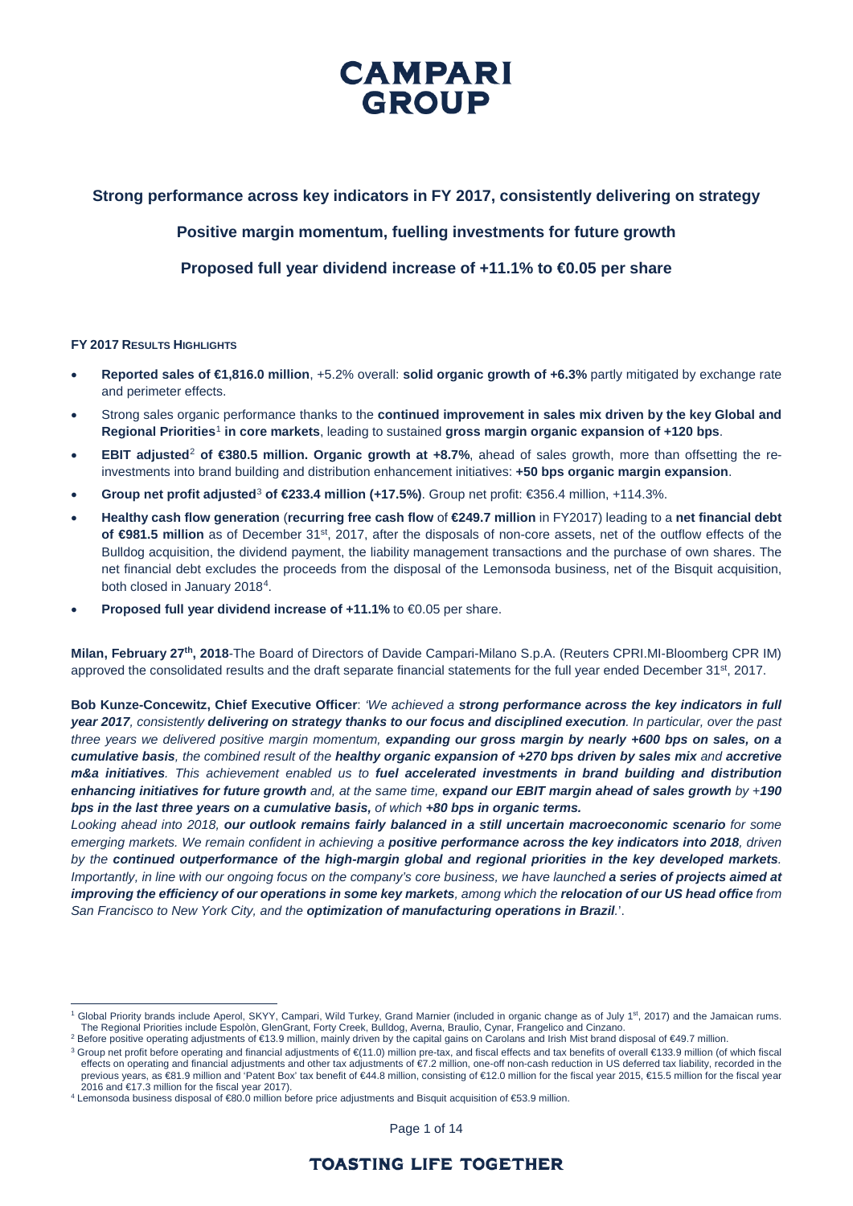# CAMPARI GROUP

## Strong performance across key indicators in FY 2017, consistently delivering on strategy

## Positive margin momentum, fuelling investments for future growth

## Proposed full year dividend increase of +11.1% to €0.05 per share

**FY 2017 RESULTS HIGHLIGHTS**

- **Reported sales of €1,816.0 million**, +5.2% overall: **solid organic growth of +6.3%** partly mitigated by exchange rate and perimeter effects.
- Strong sales organic performance thanks to the **continued improvement in sales mix driven by the key Global and Regional Priorities**[1] **in core markets**, leading to sustained **gross margin organic expansion of +120 bps**.
- **EBIT adjusted**[2] **of €380.5 million. Organic growth at +8.7%**, ahead of sales growth, more than offsetting the re-investments into brand building and distribution enhancement initiatives: **+50 bps organic margin expansion**.
- **Group net profit adjusted**[3] **of €233.4 million (+17.5%)**. Group net profit: €356.4 million, +114.3%.
- **Healthy cash flow generation** (**recurring free cash flow** of **€249.7 million** in FY2017) leading to a **net financial debt of €981.5 million** as of December 31st, 2017, after the disposals of non-core assets, net of the outflow effects of the Bulldog acquisition, the dividend payment, the liability management transactions and the purchase of own shares. The net financial debt excludes the proceeds from the disposal of the Lemonsoda business, net of the Bisquit acquisition, both closed in January 2018[4].
- **Proposed full year dividend increase of +11.1%** to €0.05 per share.

**Milan, February 27th, 2018**-The Board of Directors of Davide Campari-Milano S.p.A. (Reuters CPRI.MI-Bloomberg CPR IM) approved the consolidated results and the draft separate financial statements for the full year ended December 31st, 2017.

**Bob Kunze-Concewitz, Chief Executive Officer**: *'We achieved a **strong performance across the key indicators in full year 2017**, consistently **delivering on strategy thanks to our focus and disciplined execution**. In particular, over the past three years we delivered positive margin momentum, **expanding our gross margin by nearly +600 bps on sales, on a cumulative basis**, the combined result of the **healthy organic expansion of +270 bps driven by sales mix** and **accretive m&a initiatives**. This achievement enabled us to **fuel accelerated investments in brand building and distribution enhancing initiatives for future growth** and, at the same time, **expand our EBIT margin ahead of sales growth** by **+190 bps in the last three years on a cumulative basis,** of which **+80 bps in organic terms.***

*Looking ahead into 2018, **our outlook remains fairly balanced in a still uncertain macroeconomic scenario** for some emerging markets. We remain confident in achieving a **positive performance across the key indicators into 2018**, driven by the **continued outperformance of the high-margin global and regional priorities in the key developed markets**. Importantly, in line with our ongoing focus on the company's core business, we have launched **a series of projects aimed at improving the efficiency of our operations in some key markets**, among which the **relocation of our US head office** from San Francisco to New York City, and the **optimization of manufacturing operations in Brazil**.'*.

---

[1] Global Priority brands include Aperol, SKYY, Campari, Wild Turkey, Grand Marnier (included in organic change as of July 1st, 2017) and the Jamaican rums. The Regional Priorities include Espolòn, GlenGrant, Forty Creek, Bulldog, Averna, Braulio, Cynar, Frangelico and Cinzano.

[2] Before positive operating adjustments of €13.9 million, mainly driven by the capital gains on Carolans and Irish Mist brand disposal of €49.7 million.

[3] Group net profit before operating and financial adjustments of €(11.0) million pre-tax, and fiscal effects and tax benefits of overall €133.9 million (of which fiscal effects on operating and financial adjustments and other tax adjustments of €7.2 million, one-off non-cash reduction in US deferred tax liability, recorded in the previous years, as €81.9 million and 'Patent Box' tax benefit of €44.8 million, consisting of €12.0 million for the fiscal year 2015, €15.5 million for the fiscal year 2016 and €17.3 million for the fiscal year 2017).

[4] Lemonsoda business disposal of €80.0 million before price adjustments and Bisquit acquisition of €53.9 million.

TOASTING LIFE TOGETHER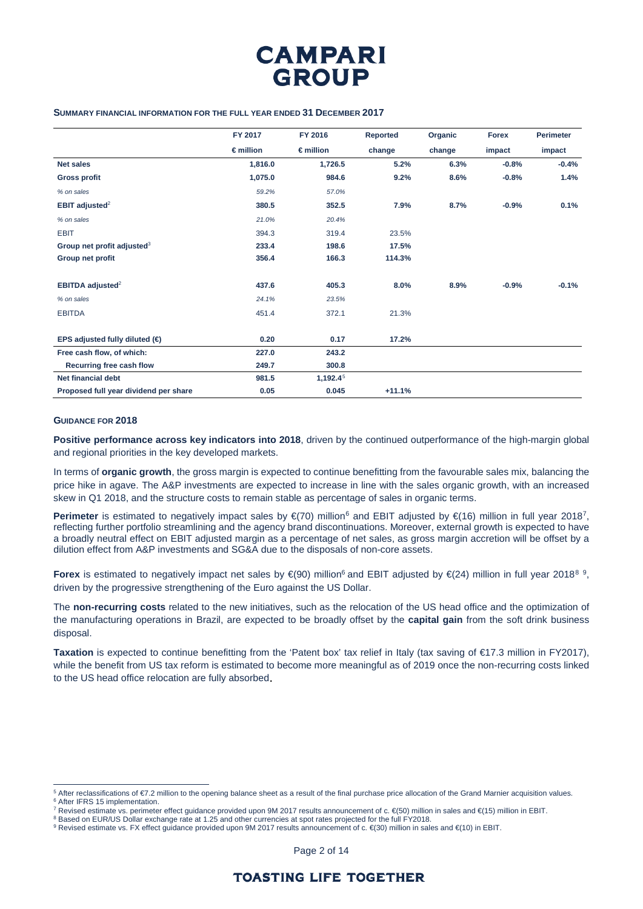### SUMMARY FINANCIAL INFORMATION FOR THE FULL YEAR ENDED 31 DECEMBER 2017

| | FY 2017 | FY 2016 | Reported | Organic | Forex | Perimeter |
|---|---|---|---|---|---|---|
| | € million | € million | change | change | impact | impact |
| **Net sales** | **1,816.0** | **1,726.5** | **5.2%** | **6.3%** | **-0.8%** | **-0.4%** |
| **Gross profit** | **1,075.0** | **984.6** | **9.2%** | **8.6%** | **-0.8%** | **1.4%** |
| *% on sales* | *59.2%* | *57.0%* | | | | |
| **EBIT adjusted**[2] | **380.5** | **352.5** | **7.9%** | **8.7%** | **-0.9%** | **0.1%** |
| *% on sales* | *21.0%* | *20.4%* | | | | |
| EBIT | 394.3 | 319.4 | 23.5% | | | |
| **Group net profit adjusted**[3] | **233.4** | **198.6** | **17.5%** | | | |
| **Group net profit** | **356.4** | **166.3** | **114.3%** | | | |
| **EBITDA adjusted**[2] | **437.6** | **405.3** | **8.0%** | **8.9%** | **-0.9%** | **-0.1%** |
| *% on sales* | *24.1%* | *23.5%* | | | | |
| EBITDA | 451.4 | 372.1 | 21.3% | | | |
| **EPS adjusted fully diluted (€)** | **0.20** | **0.17** | **17.2%** | | | |
| **Free cash flow, of which:** | **227.0** | **243.2** | | | | |
| **Recurring free cash flow** | **249.7** | **300.8** | | | | |
| **Net financial debt** | **981.5** | **1,192.4**[5] | | | | |
| **Proposed full year dividend per share** | **0.05** | **0.045** | **+11.1%** | | | |

### GUIDANCE FOR 2018

**Positive performance across key indicators into 2018**, driven by the continued outperformance of the high-margin global and regional priorities in the key developed markets.

In terms of **organic growth**, the gross margin is expected to continue benefitting from the favourable sales mix, balancing the price hike in agave. The A&P investments are expected to increase in line with the sales organic growth, with an increased skew in Q1 2018, and the structure costs to remain stable as percentage of sales in organic terms.

**Perimeter** is estimated to negatively impact sales by €(70) million[6] and EBIT adjusted by €(16) million in full year 2018[7], reflecting further portfolio streamlining and the agency brand discontinuations. Moreover, external growth is expected to have a broadly neutral effect on EBIT adjusted margin as a percentage of net sales, as gross margin accretion will be offset by a dilution effect from A&P investments and SG&A due to the disposals of non-core assets.

**Forex** is estimated to negatively impact net sales by €(90) million[6] and EBIT adjusted by €(24) million in full year 2018[8, 9], driven by the progressive strengthening of the Euro against the US Dollar.

The **non-recurring costs** related to the new initiatives, such as the relocation of the US head office and the optimization of the manufacturing operations in Brazil, are expected to be broadly offset by the **capital gain** from the soft drink business disposal.

**Taxation** is expected to continue benefitting from the 'Patent box' tax relief in Italy (tax saving of €17.3 million in FY2017), while the benefit from US tax reform is estimated to become more meaningful as of 2019 once the non-recurring costs linked to the US head office relocation are fully absorbed.

---

[5] After reclassifications of €7.2 million to the opening balance sheet as a result of the final purchase price allocation of the Grand Marnier acquisition values.
[6] After IFRS 15 implementation.
[7] Revised estimate vs. perimeter effect guidance provided upon 9M 2017 results announcement of c. €(50) million in sales and €(15) million in EBIT.
[8] Based on EUR/US Dollar exchange rate at 1.25 and other currencies at spot rates projected for the full FY2018.
[9] Revised estimate vs. FX effect guidance provided upon 9M 2017 results announcement of c. €(30) million in sales and €(10) in EBIT.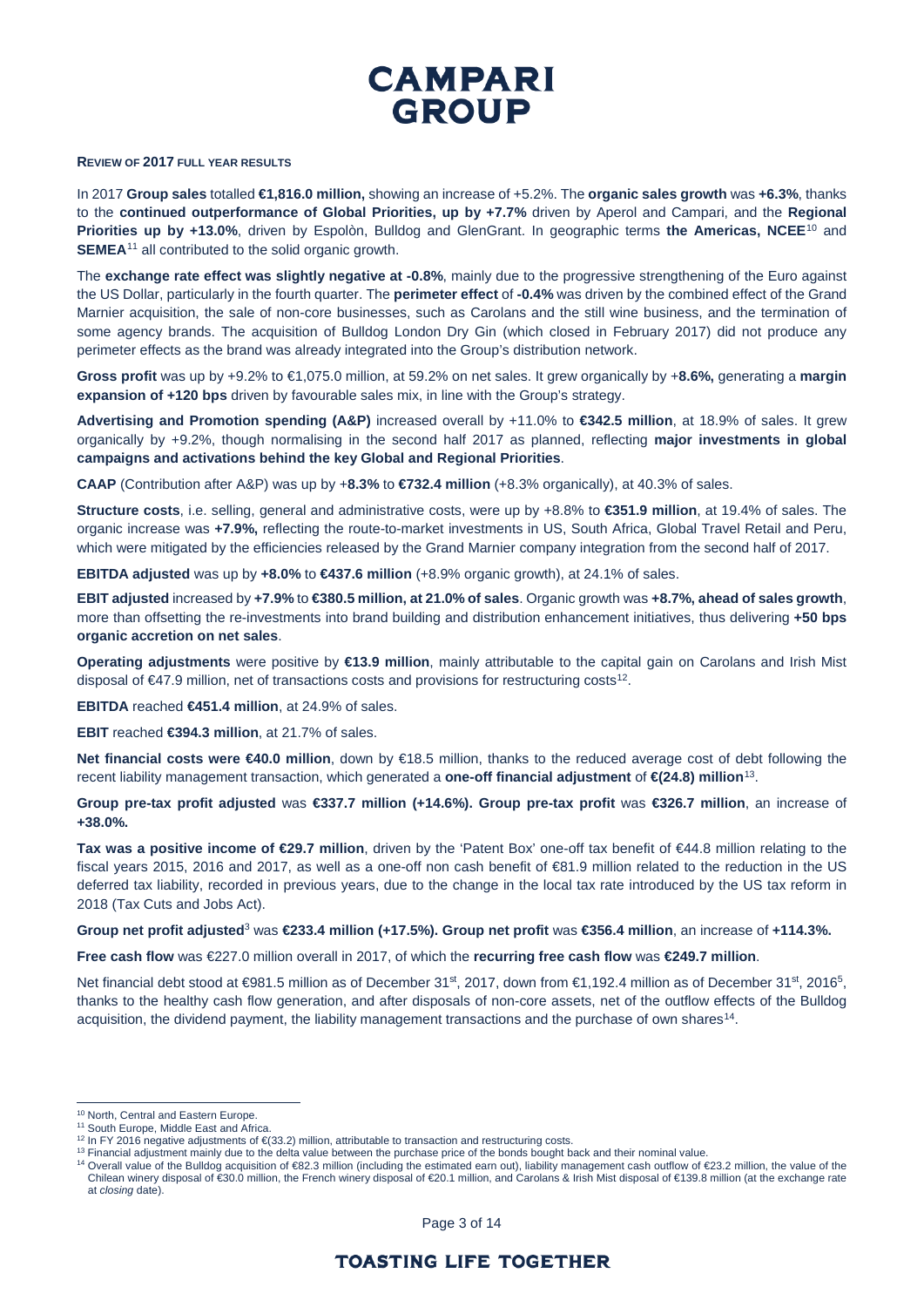**REVIEW OF 2017 FULL YEAR RESULTS**

In 2017 **Group sales** totalled **€1,816.0 million,** showing an increase of +5.2%. The **organic sales growth** was **+6.3%**, thanks to the **continued outperformance of Global Priorities, up by +7.7%** driven by Aperol and Campari, and the **Regional Priorities up by +13.0%**, driven by Espolòn, Bulldog and GlenGrant. In geographic terms **the Americas, NCEE**[10] and **SEMEA**[11] all contributed to the solid organic growth.

The **exchange rate effect was slightly negative at -0.8%**, mainly due to the progressive strengthening of the Euro against the US Dollar, particularly in the fourth quarter. The **perimeter effect** of **-0.4%** was driven by the combined effect of the Grand Marnier acquisition, the sale of non-core businesses, such as Carolans and the still wine business, and the termination of some agency brands. The acquisition of Bulldog London Dry Gin (which closed in February 2017) did not produce any perimeter effects as the brand was already integrated into the Group's distribution network.

**Gross profit** was up by +9.2% to €1,075.0 million, at 59.2% on net sales. It grew organically by +**8.6%,** generating a **margin expansion of +120 bps** driven by favourable sales mix, in line with the Group's strategy.

**Advertising and Promotion spending (A&P)** increased overall by +11.0% to **€342.5 million**, at 18.9% of sales. It grew organically by +9.2%, though normalising in the second half 2017 as planned, reflecting **major investments in global campaigns and activations behind the key Global and Regional Priorities**.

**CAAP** (Contribution after A&P) was up by +**8.3%** to **€732.4 million** (+8.3% organically), at 40.3% of sales.

**Structure costs**, i.e. selling, general and administrative costs, were up by +8.8% to **€351.9 million**, at 19.4% of sales. The organic increase was **+7.9%,** reflecting the route-to-market investments in US, South Africa, Global Travel Retail and Peru, which were mitigated by the efficiencies released by the Grand Marnier company integration from the second half of 2017.

**EBITDA adjusted** was up by **+8.0%** to **€437.6 million** (+8.9% organic growth), at 24.1% of sales.

**EBIT adjusted** increased by **+7.9%** to **€380.5 million, at 21.0% of sales**. Organic growth was **+8.7%, ahead of sales growth**, more than offsetting the re-investments into brand building and distribution enhancement initiatives, thus delivering **+50 bps organic accretion on net sales**.

**Operating adjustments** were positive by **€13.9 million**, mainly attributable to the capital gain on Carolans and Irish Mist disposal of €47.9 million, net of transactions costs and provisions for restructuring costs[12].

**EBITDA** reached **€451.4 million**, at 24.9% of sales.

**EBIT** reached **€394.3 million**, at 21.7% of sales.

**Net financial costs were €40.0 million**, down by €18.5 million, thanks to the reduced average cost of debt following the recent liability management transaction, which generated a **one-off financial adjustment** of **€(24.8) million**[13].

**Group pre-tax profit adjusted** was **€337.7 million (+14.6%). Group pre-tax profit** was **€326.7 million**, an increase of **+38.0%.**

**Tax was a positive income of €29.7 million**, driven by the 'Patent Box' one-off tax benefit of €44.8 million relating to the fiscal years 2015, 2016 and 2017, as well as a one-off non cash benefit of €81.9 million related to the reduction in the US deferred tax liability, recorded in previous years, due to the change in the local tax rate introduced by the US tax reform in 2018 (Tax Cuts and Jobs Act).

**Group net profit adjusted**[3] was **€233.4 million (+17.5%). Group net profit** was **€356.4 million**, an increase of **+114.3%.**

**Free cash flow** was €227.0 million overall in 2017, of which the **recurring free cash flow** was **€249.7 million**.

Net financial debt stood at €981.5 million as of December 31st, 2017, down from €1,192.4 million as of December 31st, 2016[5], thanks to the healthy cash flow generation, and after disposals of non-core assets, net of the outflow effects of the Bulldog acquisition, the dividend payment, the liability management transactions and the purchase of own shares[14].

---

[10] North, Central and Eastern Europe.

[11] South Europe, Middle East and Africa.

[12] In FY 2016 negative adjustments of €(33.2) million, attributable to transaction and restructuring costs.

[13] Financial adjustment mainly due to the delta value between the purchase price of the bonds bought back and their nominal value.

[14] Overall value of the Bulldog acquisition of €82.3 million (including the estimated earn out), liability management cash outflow of €23.2 million, the value of the Chilean winery disposal of €30.0 million, the French winery disposal of €20.1 million, and Carolans & Irish Mist disposal of €139.8 million (at the exchange rate at *closing* date).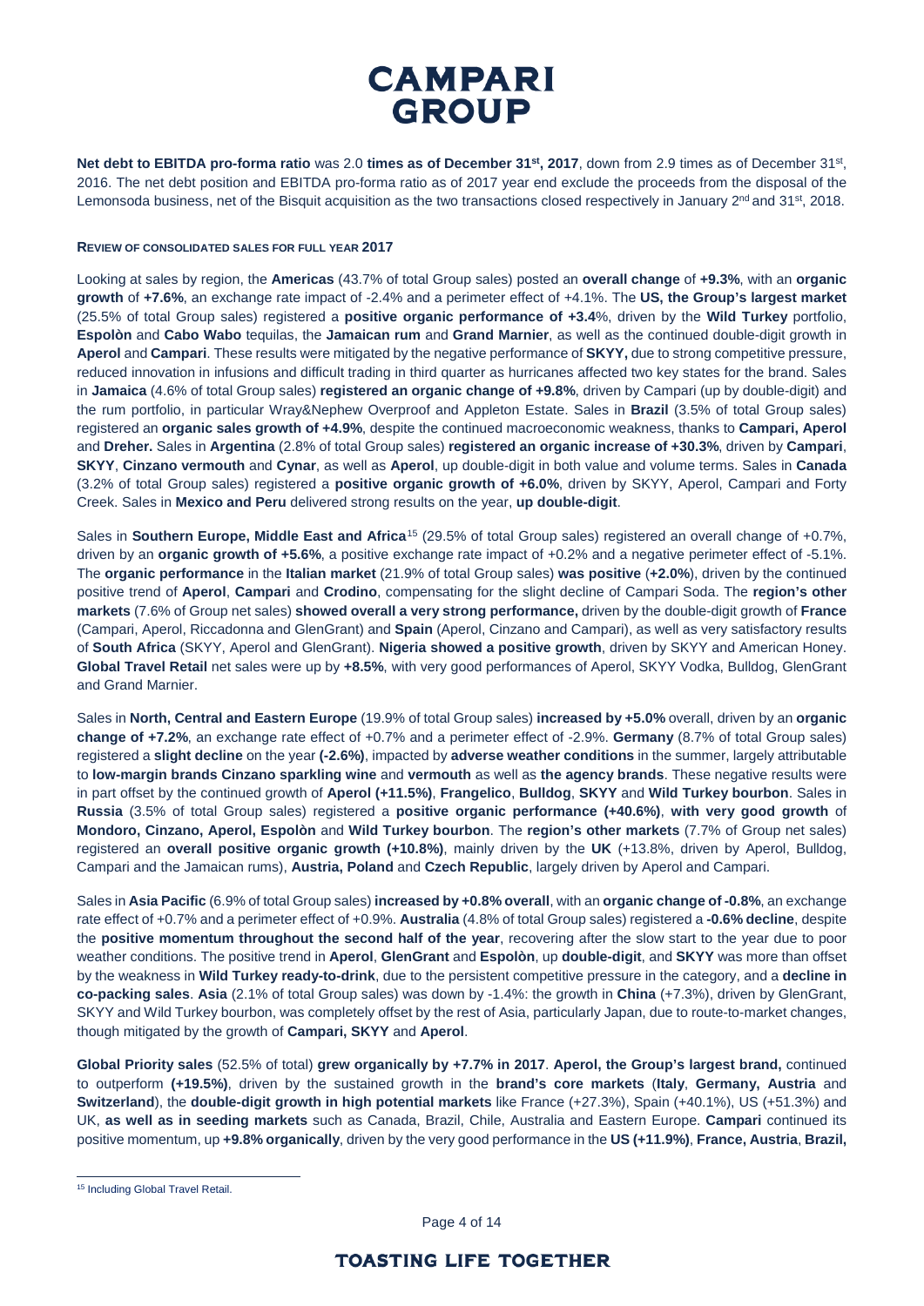**Net debt to EBITDA pro-forma ratio** was 2.0 **times as of December 31st, 2017**, down from 2.9 times as of December 31st, 2016. The net debt position and EBITDA pro-forma ratio as of 2017 year end exclude the proceeds from the disposal of the Lemonsoda business, net of the Bisquit acquisition as the two transactions closed respectively in January 2nd and 31st, 2018.

**REVIEW OF CONSOLIDATED SALES FOR FULL YEAR 2017**

Looking at sales by region, the **Americas** (43.7% of total Group sales) posted an **overall change** of **+9.3%**, with an **organic growth** of **+7.6%**, an exchange rate impact of -2.4% and a perimeter effect of +4.1%. The **US, the Group's largest market** (25.5% of total Group sales) registered a **positive organic performance of +3.4**%, driven by the **Wild Turkey** portfolio, **Espolòn** and **Cabo Wabo** tequilas, the **Jamaican rum** and **Grand Marnier**, as well as the continued double-digit growth in **Aperol** and **Campari**. These results were mitigated by the negative performance of **SKYY,** due to strong competitive pressure, reduced innovation in infusions and difficult trading in third quarter as hurricanes affected two key states for the brand. Sales in **Jamaica** (4.6% of total Group sales) **registered an organic change of +9.8%**, driven by Campari (up by double-digit) and the rum portfolio, in particular Wray&Nephew Overproof and Appleton Estate. Sales in **Brazil** (3.5% of total Group sales) registered an **organic sales growth of +4.9%**, despite the continued macroeconomic weakness, thanks to **Campari, Aperol** and **Dreher.** Sales in **Argentina** (2.8% of total Group sales) **registered an organic increase of +30.3%**, driven by **Campari**, **SKYY**, **Cinzano vermouth** and **Cynar**, as well as **Aperol**, up double-digit in both value and volume terms. Sales in **Canada** (3.2% of total Group sales) registered a **positive organic growth of +6.0%**, driven by SKYY, Aperol, Campari and Forty Creek. Sales in **Mexico and Peru** delivered strong results on the year, **up double-digit**.

Sales in **Southern Europe, Middle East and Africa**[15] (29.5% of total Group sales) registered an overall change of +0.7%, driven by an **organic growth of +5.6%**, a positive exchange rate impact of +0.2% and a negative perimeter effect of -5.1%. The **organic performance** in the **Italian market** (21.9% of total Group sales) **was positive** (**+2.0%**), driven by the continued positive trend of **Aperol**, **Campari** and **Crodino**, compensating for the slight decline of Campari Soda. The **region's other markets** (7.6% of Group net sales) **showed overall a very strong performance,** driven by the double-digit growth of **France** (Campari, Aperol, Riccadonna and GlenGrant) and **Spain** (Aperol, Cinzano and Campari), as well as very satisfactory results of **South Africa** (SKYY, Aperol and GlenGrant). **Nigeria showed a positive growth**, driven by SKYY and American Honey. **Global Travel Retail** net sales were up by **+8.5%**, with very good performances of Aperol, SKYY Vodka, Bulldog, GlenGrant and Grand Marnier.

Sales in **North, Central and Eastern Europe** (19.9% of total Group sales) **increased by +5.0%** overall, driven by an **organic change of +7.2%**, an exchange rate effect of +0.7% and a perimeter effect of -2.9%. **Germany** (8.7% of total Group sales) registered a **slight decline** on the year **(-2.6%)**, impacted by **adverse weather conditions** in the summer, largely attributable to **low-margin brands Cinzano sparkling wine** and **vermouth** as well as **the agency brands**. These negative results were in part offset by the continued growth of **Aperol (+11.5%)**, **Frangelico**, **Bulldog**, **SKYY** and **Wild Turkey bourbon**. Sales in **Russia** (3.5% of total Group sales) registered a **positive organic performance (+40.6%)**, **with very good growth** of **Mondoro, Cinzano, Aperol, Espolòn** and **Wild Turkey bourbon**. The **region's other markets** (7.7% of Group net sales) registered an **overall positive organic growth (+10.8%)**, mainly driven by the **UK** (+13.8%, driven by Aperol, Bulldog, Campari and the Jamaican rums), **Austria, Poland** and **Czech Republic**, largely driven by Aperol and Campari.

Sales in **Asia Pacific** (6.9% of total Group sales) **increased by +0.8% overall**, with an **organic change of -0.8%**, an exchange rate effect of +0.7% and a perimeter effect of +0.9%. **Australia** (4.8% of total Group sales) registered a **-0.6% decline**, despite the **positive momentum throughout the second half of the year**, recovering after the slow start to the year due to poor weather conditions. The positive trend in **Aperol**, **GlenGrant** and **Espolòn**, up **double-digit**, and **SKYY** was more than offset by the weakness in **Wild Turkey ready-to-drink**, due to the persistent competitive pressure in the category, and a **decline in co-packing sales**. **Asia** (2.1% of total Group sales) was down by -1.4%: the growth in **China** (+7.3%), driven by GlenGrant, SKYY and Wild Turkey bourbon, was completely offset by the rest of Asia, particularly Japan, due to route-to-market changes, though mitigated by the growth of **Campari, SKYY** and **Aperol**.

**Global Priority sales** (52.5% of total) **grew organically by +7.7% in 2017**. **Aperol, the Group's largest brand,** continued to outperform **(+19.5%)**, driven by the sustained growth in the **brand's core markets** (**Italy**, **Germany, Austria** and **Switzerland**), the **double-digit growth in high potential markets** like France (+27.3%), Spain (+40.1%), US (+51.3%) and UK, **as well as in seeding markets** such as Canada, Brazil, Chile, Australia and Eastern Europe. **Campari** continued its positive momentum, up **+9.8% organically**, driven by the very good performance in the **US (+11.9%)**, **France, Austria**, **Brazil,**

[15] Including Global Travel Retail.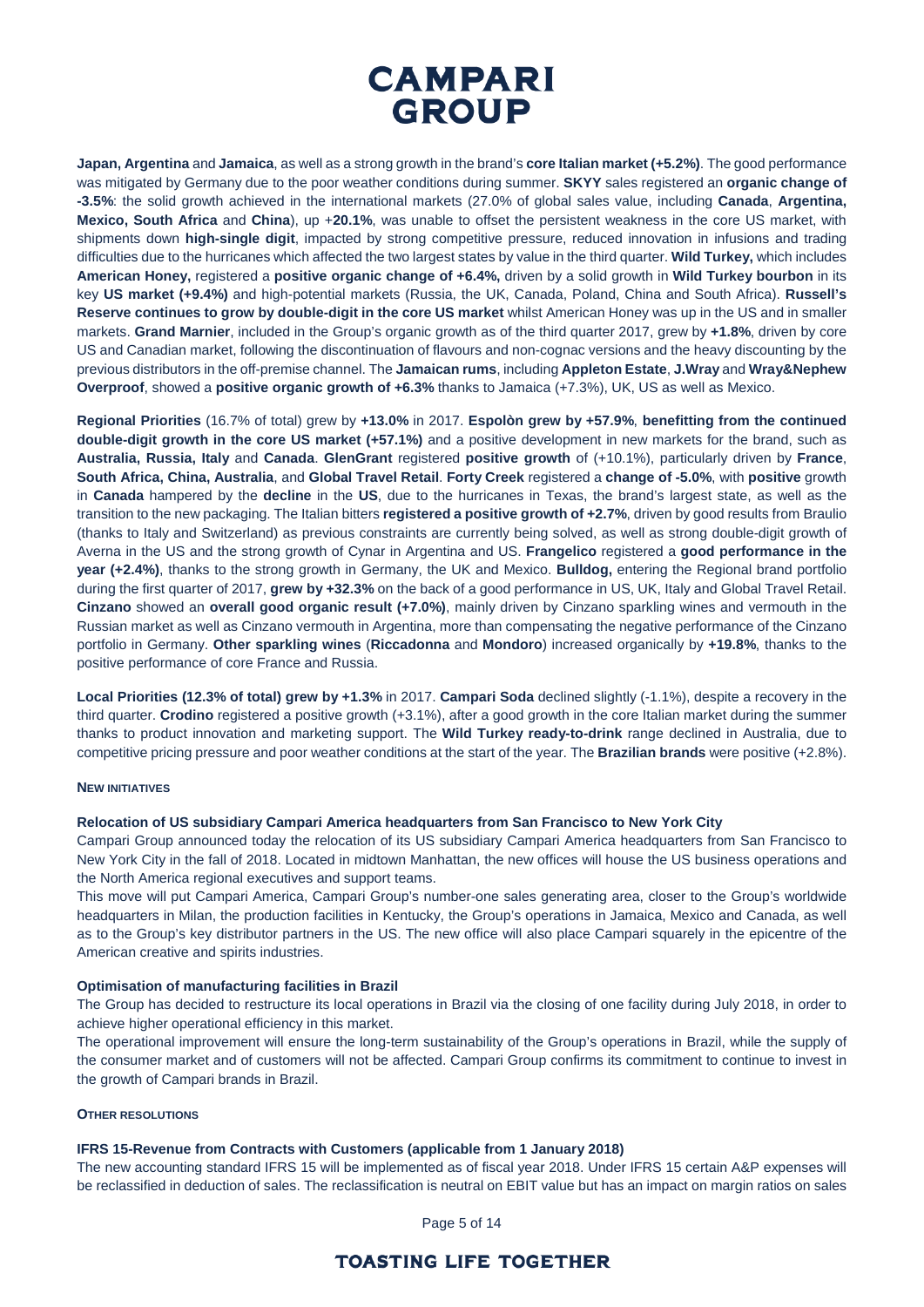**Japan, Argentina** and **Jamaica**, as well as a strong growth in the brand's **core Italian market (+5.2%)**. The good performance was mitigated by Germany due to the poor weather conditions during summer. **SKYY** sales registered an **organic change of -3.5%**: the solid growth achieved in the international markets (27.0% of global sales value, including **Canada**, **Argentina, Mexico, South Africa** and **China**), up +**20.1%**, was unable to offset the persistent weakness in the core US market, with shipments down **high-single digit**, impacted by strong competitive pressure, reduced innovation in infusions and trading difficulties due to the hurricanes which affected the two largest states by value in the third quarter. **Wild Turkey,** which includes **American Honey,** registered a **positive organic change of +6.4%,** driven by a solid growth in **Wild Turkey bourbon** in its key **US market (+9.4%)** and high-potential markets (Russia, the UK, Canada, Poland, China and South Africa). **Russell's Reserve continues to grow by double-digit in the core US market** whilst American Honey was up in the US and in smaller markets. **Grand Marnier**, included in the Group's organic growth as of the third quarter 2017, grew by **+1.8%**, driven by core US and Canadian market, following the discontinuation of flavours and non-cognac versions and the heavy discounting by the previous distributors in the off-premise channel. The **Jamaican rums**, including **Appleton Estate**, **J.Wray** and **Wray&Nephew Overproof**, showed a **positive organic growth of +6.3%** thanks to Jamaica (+7.3%), UK, US as well as Mexico.

**Regional Priorities** (16.7% of total) grew by **+13.0%** in 2017. **Espolòn grew by +57.9%**, **benefitting from the continued double-digit growth in the core US market (+57.1%)** and a positive development in new markets for the brand, such as **Australia, Russia, Italy** and **Canada**. **GlenGrant** registered **positive growth** of (+10.1%), particularly driven by **France**, **South Africa, China, Australia**, and **Global Travel Retail**. **Forty Creek** registered a **change of -5.0%**, with **positive** growth in **Canada** hampered by the **decline** in the **US**, due to the hurricanes in Texas, the brand's largest state, as well as the transition to the new packaging. The Italian bitters **registered a positive growth of +2.7%**, driven by good results from Braulio (thanks to Italy and Switzerland) as previous constraints are currently being solved, as well as strong double-digit growth of Averna in the US and the strong growth of Cynar in Argentina and US. **Frangelico** registered a **good performance in the year (+2.4%)**, thanks to the strong growth in Germany, the UK and Mexico. **Bulldog,** entering the Regional brand portfolio during the first quarter of 2017, **grew by +32.3%** on the back of a good performance in US, UK, Italy and Global Travel Retail. **Cinzano** showed an **overall good organic result (+7.0%)**, mainly driven by Cinzano sparkling wines and vermouth in the Russian market as well as Cinzano vermouth in Argentina, more than compensating the negative performance of the Cinzano portfolio in Germany. **Other sparkling wines** (**Riccadonna** and **Mondoro**) increased organically by **+19.8%**, thanks to the positive performance of core France and Russia.

**Local Priorities (12.3% of total) grew by +1.3%** in 2017. **Campari Soda** declined slightly (-1.1%), despite a recovery in the third quarter. **Crodino** registered a positive growth (+3.1%), after a good growth in the core Italian market during the summer thanks to product innovation and marketing support. The **Wild Turkey ready-to-drink** range declined in Australia, due to competitive pricing pressure and poor weather conditions at the start of the year. The **Brazilian brands** were positive (+2.8%).

## NEW INITIATIVES

### Relocation of US subsidiary Campari America headquarters from San Francisco to New York City

Campari Group announced today the relocation of its US subsidiary Campari America headquarters from San Francisco to New York City in the fall of 2018. Located in midtown Manhattan, the new offices will house the US business operations and the North America regional executives and support teams.

This move will put Campari America, Campari Group's number-one sales generating area, closer to the Group's worldwide headquarters in Milan, the production facilities in Kentucky, the Group's operations in Jamaica, Mexico and Canada, as well as to the Group's key distributor partners in the US. The new office will also place Campari squarely in the epicentre of the American creative and spirits industries.

### Optimisation of manufacturing facilities in Brazil

The Group has decided to restructure its local operations in Brazil via the closing of one facility during July 2018, in order to achieve higher operational efficiency in this market.

The operational improvement will ensure the long-term sustainability of the Group's operations in Brazil, while the supply of the consumer market and of customers will not be affected. Campari Group confirms its commitment to continue to invest in the growth of Campari brands in Brazil.

## OTHER RESOLUTIONS

### IFRS 15-Revenue from Contracts with Customers (applicable from 1 January 2018)

The new accounting standard IFRS 15 will be implemented as of fiscal year 2018. Under IFRS 15 certain A&P expenses will be reclassified in deduction of sales. The reclassification is neutral on EBIT value but has an impact on margin ratios on sales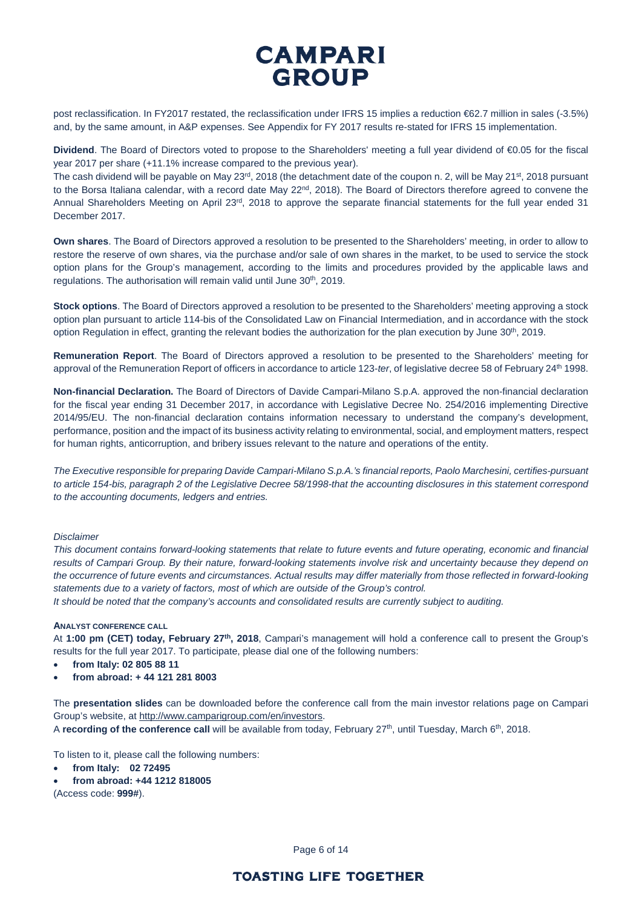post reclassification. In FY2017 restated, the reclassification under IFRS 15 implies a reduction €62.7 million in sales (-3.5%) and, by the same amount, in A&P expenses. See Appendix for FY 2017 results re-stated for IFRS 15 implementation.

**Dividend**. The Board of Directors voted to propose to the Shareholders' meeting a full year dividend of €0.05 for the fiscal year 2017 per share (+11.1% increase compared to the previous year).
The cash dividend will be payable on May 23rd, 2018 (the detachment date of the coupon n. 2, will be May 21st, 2018 pursuant to the Borsa Italiana calendar, with a record date May 22nd, 2018). The Board of Directors therefore agreed to convene the Annual Shareholders Meeting on April 23rd, 2018 to approve the separate financial statements for the full year ended 31 December 2017.

**Own shares**. The Board of Directors approved a resolution to be presented to the Shareholders' meeting, in order to allow to restore the reserve of own shares, via the purchase and/or sale of own shares in the market, to be used to service the stock option plans for the Group's management, according to the limits and procedures provided by the applicable laws and regulations. The authorisation will remain valid until June 30th, 2019.

**Stock options**. The Board of Directors approved a resolution to be presented to the Shareholders' meeting approving a stock option plan pursuant to article 114-bis of the Consolidated Law on Financial Intermediation, and in accordance with the stock option Regulation in effect, granting the relevant bodies the authorization for the plan execution by June 30th, 2019.

**Remuneration Report**. The Board of Directors approved a resolution to be presented to the Shareholders' meeting for approval of the Remuneration Report of officers in accordance to article 123-*ter*, of legislative decree 58 of February 24th 1998.

**Non-financial Declaration.** The Board of Directors of Davide Campari-Milano S.p.A. approved the non-financial declaration for the fiscal year ending 31 December 2017, in accordance with Legislative Decree No. 254/2016 implementing Directive 2014/95/EU. The non-financial declaration contains information necessary to understand the company's development, performance, position and the impact of its business activity relating to environmental, social, and employment matters, respect for human rights, anticorruption, and bribery issues relevant to the nature and operations of the entity.

*The Executive responsible for preparing Davide Campari-Milano S.p.A.'s financial reports, Paolo Marchesini, certifies-pursuant to article 154-bis, paragraph 2 of the Legislative Decree 58/1998-that the accounting disclosures in this statement correspond to the accounting documents, ledgers and entries.*

*Disclaimer*

*This document contains forward-looking statements that relate to future events and future operating, economic and financial results of Campari Group. By their nature, forward-looking statements involve risk and uncertainty because they depend on the occurrence of future events and circumstances. Actual results may differ materially from those reflected in forward-looking statements due to a variety of factors, most of which are outside of the Group's control.*
*It should be noted that the company's accounts and consolidated results are currently subject to auditing.*

**ANALYST CONFERENCE CALL**

At **1:00 pm (CET) today, February 27th, 2018**, Campari's management will hold a conference call to present the Group's results for the full year 2017. To participate, please dial one of the following numbers:

- **from Italy: 02 805 88 11**
- **from abroad: + 44 121 281 8003**

The **presentation slides** can be downloaded before the conference call from the main investor relations page on Campari Group's website, at http://www.camparigroup.com/en/investors.
A **recording of the conference call** will be available from today, February 27th, until Tuesday, March 6th, 2018.

To listen to it, please call the following numbers:

- **from Italy: 02 72495**
- **from abroad: +44 1212 818005**

(Access code: **999#**).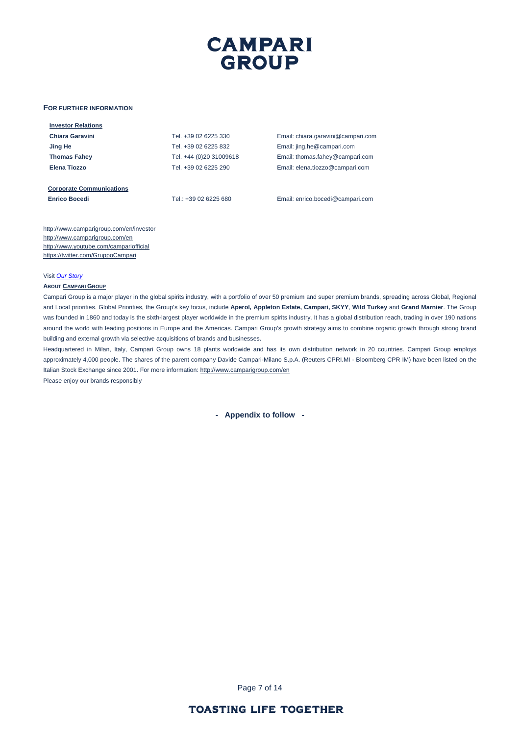**FOR FURTHER INFORMATION**

**Investor Relations**

| | | |
|---|---|---|
| **Chiara Garavini** | Tel. +39 02 6225 330 | Email: chiara.garavini@campari.com |
| **Jing He** | Tel. +39 02 6225 832 | Email: jing.he@campari.com |
| **Thomas Fahey** | Tel. +44 (0)20 31009618 | Email: thomas.fahey@campari.com |
| **Elena Tiozzo** | Tel. +39 02 6225 290 | Email: elena.tiozzo@campari.com |

**Corporate Communications**

| | | |
|---|---|---|
| **Enrico Bocedi** | Tel.: +39 02 6225 680 | Email: enrico.bocedi@campari.com |

http://www.camparigroup.com/en/investor
http://www.camparigroup.com/en
http://www.youtube.com/campariofficial
https://twitter.com/GruppoCampari

Visit *Our Story*

**ABOUT CAMPARI GROUP**

Campari Group is a major player in the global spirits industry, with a portfolio of over 50 premium and super premium brands, spreading across Global, Regional and Local priorities. Global Priorities, the Group's key focus, include **Aperol, Appleton Estate, Campari, SKYY**, **Wild Turkey** and **Grand Marnier**. The Group was founded in 1860 and today is the sixth-largest player worldwide in the premium spirits industry. It has a global distribution reach, trading in over 190 nations around the world with leading positions in Europe and the Americas. Campari Group's growth strategy aims to combine organic growth through strong brand building and external growth via selective acquisitions of brands and businesses.

Headquartered in Milan, Italy, Campari Group owns 18 plants worldwide and has its own distribution network in 20 countries. Campari Group employs approximately 4,000 people. The shares of the parent company Davide Campari-Milano S.p.A. (Reuters CPRI.MI - Bloomberg CPR IM) have been listed on the Italian Stock Exchange since 2001. For more information: http://www.camparigroup.com/en

Please enjoy our brands responsibly

**- Appendix to follow -**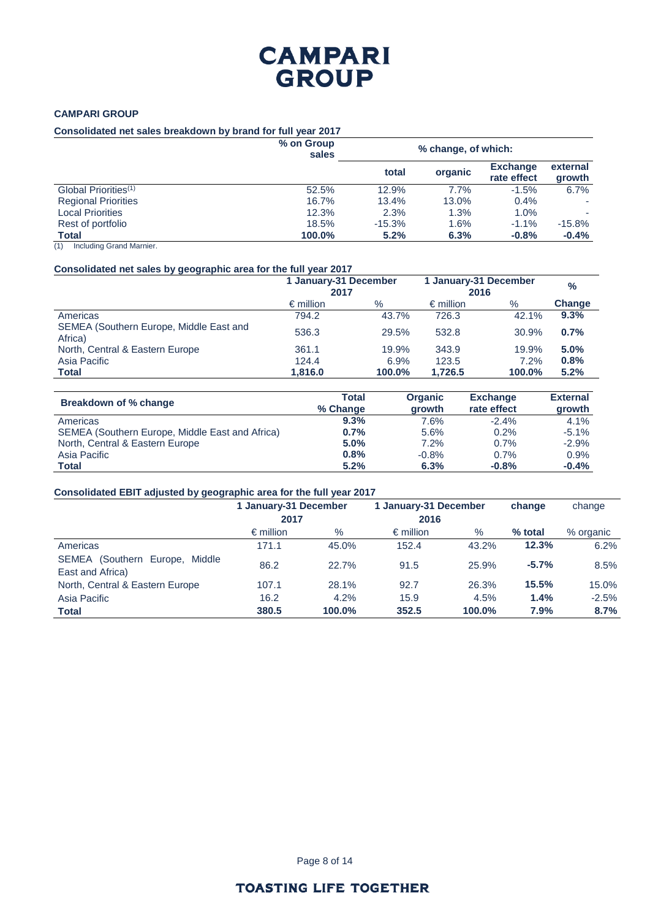# CAMPARI GROUP

**CAMPARI GROUP**

**Consolidated net sales breakdown by brand for full year 2017**

| | % on Group sales | % change, of which: | | | |
|---|---|---|---|---|---|
| | | total | organic | Exchange rate effect | external growth |
| Global Priorities[1] | 52.5% | 12.9% | 7.7% | -1.5% | 6.7% |
| Regional Priorities | 16.7% | 13.4% | 13.0% | 0.4% | - |
| Local Priorities | 12.3% | 2.3% | 1.3% | 1.0% | - |
| Rest of portfolio | 18.5% | -15.3% | 1.6% | -1.1% | -15.8% |
| **Total** | **100.0%** | **5.2%** | **6.3%** | **-0.8%** | **-0.4%** |

(1) Including Grand Marnier.

**Consolidated net sales by geographic area for the full year 2017**

| | 1 January-31 December 2017 | | 1 January-31 December 2016 | | % |
|---|---|---|---|---|---|
| | € million | % | € million | % | **Change** |
| Americas | 794.2 | 43.7% | 726.3 | 42.1% | **9.3%** |
| SEMEA (Southern Europe, Middle East and Africa) | 536.3 | 29.5% | 532.8 | 30.9% | **0.7%** |
| North, Central & Eastern Europe | 361.1 | 19.9% | 343.9 | 19.9% | **5.0%** |
| Asia Pacific | 124.4 | 6.9% | 123.5 | 7.2% | **0.8%** |
| **Total** | **1,816.0** | **100.0%** | **1,726.5** | **100.0%** | **5.2%** |

| **Breakdown of % change** | **Total % Change** | **Organic growth** | **Exchange rate effect** | **External growth** |
|---|---|---|---|---|
| Americas | **9.3%** | 7.6% | -2.4% | 4.1% |
| SEMEA (Southern Europe, Middle East and Africa) | **0.7%** | 5.6% | 0.2% | -5.1% |
| North, Central & Eastern Europe | **5.0%** | 7.2% | 0.7% | -2.9% |
| Asia Pacific | **0.8%** | -0.8% | 0.7% | 0.9% |
| **Total** | **5.2%** | **6.3%** | **-0.8%** | **-0.4%** |

**Consolidated EBIT adjusted by geographic area for the full year 2017**

| | 1 January-31 December 2017 | | 1 January-31 December 2016 | | change | change |
|---|---|---|---|---|---|---|
| | € million | % | € million | % | **% total** | % organic |
| Americas | 171.1 | 45.0% | 152.4 | 43.2% | **12.3%** | 6.2% |
| SEMEA (Southern Europe, Middle East and Africa) | 86.2 | 22.7% | 91.5 | 25.9% | **-5.7%** | 8.5% |
| North, Central & Eastern Europe | 107.1 | 28.1% | 92.7 | 26.3% | **15.5%** | 15.0% |
| Asia Pacific | 16.2 | 4.2% | 15.9 | 4.5% | **1.4%** | -2.5% |
| **Total** | **380.5** | **100.0%** | **352.5** | **100.0%** | **7.9%** | **8.7%** |

**TOASTING LIFE TOGETHER**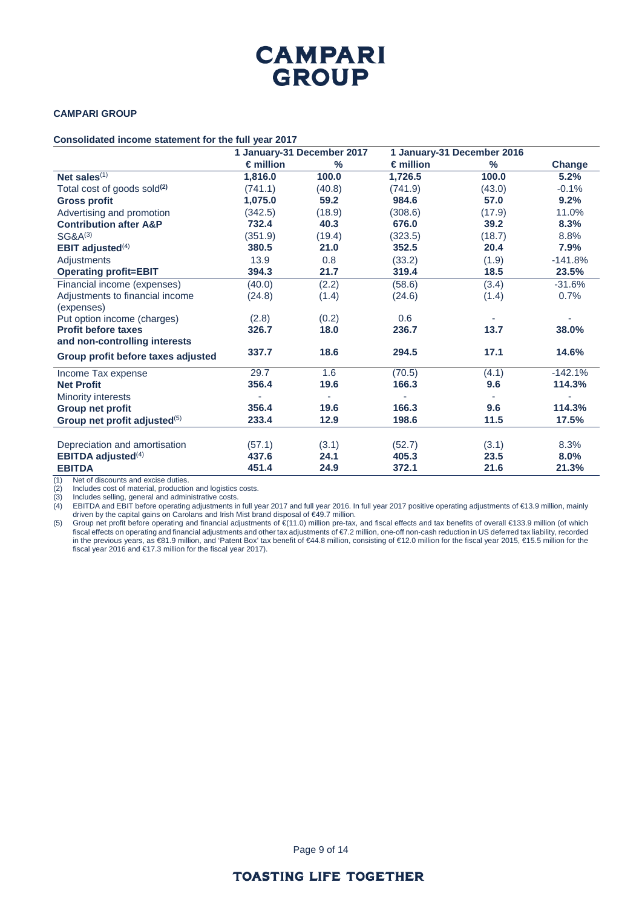**CAMPARI GROUP**

**Consolidated income statement for the full year 2017**

| | 1 January-31 December 2017 | | 1 January-31 December 2016 | | |
|---|---|---|---|---|---|
| | **€ million** | **%** | **€ million** | **%** | **Change** |
| **Net sales**[1] | **1,816.0** | **100.0** | **1,726.5** | **100.0** | **5.2%** |
| Total cost of goods sold**[2]** | (741.1) | (40.8) | (741.9) | (43.0) | -0.1% |
| **Gross profit** | **1,075.0** | **59.2** | **984.6** | **57.0** | **9.2%** |
| Advertising and promotion | (342.5) | (18.9) | (308.6) | (17.9) | 11.0% |
| **Contribution after A&P** | **732.4** | **40.3** | **676.0** | **39.2** | **8.3%** |
| SG&A[3] | (351.9) | (19.4) | (323.5) | (18.7) | 8.8% |
| **EBIT adjusted**[4] | **380.5** | **21.0** | **352.5** | **20.4** | **7.9%** |
| Adjustments | 13.9 | 0.8 | (33.2) | (1.9) | -141.8% |
| **Operating profit=EBIT** | **394.3** | **21.7** | **319.4** | **18.5** | **23.5%** |
| Financial income (expenses) | (40.0) | (2.2) | (58.6) | (3.4) | -31.6% |
| Adjustments to financial income (expenses) | (24.8) | (1.4) | (24.6) | (1.4) | 0.7% |
| Put option income (charges) | (2.8) | (0.2) | 0.6 | - | - |
| **Profit before taxes and non-controlling interests** | **326.7** | **18.0** | **236.7** | **13.7** | **38.0%** |
| **Group profit before taxes adjusted** | **337.7** | **18.6** | **294.5** | **17.1** | **14.6%** |
| Income Tax expense | 29.7 | 1.6 | (70.5) | (4.1) | -142.1% |
| **Net Profit** | **356.4** | **19.6** | **166.3** | **9.6** | **114.3%** |
| Minority interests | - | - | - | - | - |
| **Group net profit** | **356.4** | **19.6** | **166.3** | **9.6** | **114.3%** |
| **Group net profit adjusted**[5] | **233.4** | **12.9** | **198.6** | **11.5** | **17.5%** |
| | | | | | |
| Depreciation and amortisation | (57.1) | (3.1) | (52.7) | (3.1) | 8.3% |
| **EBITDA adjusted**[4] | **437.6** | **24.1** | **405.3** | **23.5** | **8.0%** |
| **EBITDA** | **451.4** | **24.9** | **372.1** | **21.6** | **21.3%** |

(1) Net of discounts and excise duties.
(2) Includes cost of material, production and logistics costs.
(3) Includes selling, general and administrative costs.
(4) EBITDA and EBIT before operating adjustments in full year 2017 and full year 2016. In full year 2017 positive operating adjustments of €13.9 million, mainly driven by the capital gains on Carolans and Irish Mist brand disposal of €49.7 million.
(5) Group net profit before operating and financial adjustments of €(11.0) million pre-tax, and fiscal effects and tax benefits of overall €133.9 million (of which fiscal effects on operating and financial adjustments and other tax adjustments of €7.2 million, one-off non-cash reduction in US deferred tax liability, recorded in the previous years, as €81.9 million, and 'Patent Box' tax benefit of €44.8 million, consisting of €12.0 million for the fiscal year 2015, €15.5 million for the fiscal year 2016 and €17.3 million for the fiscal year 2017).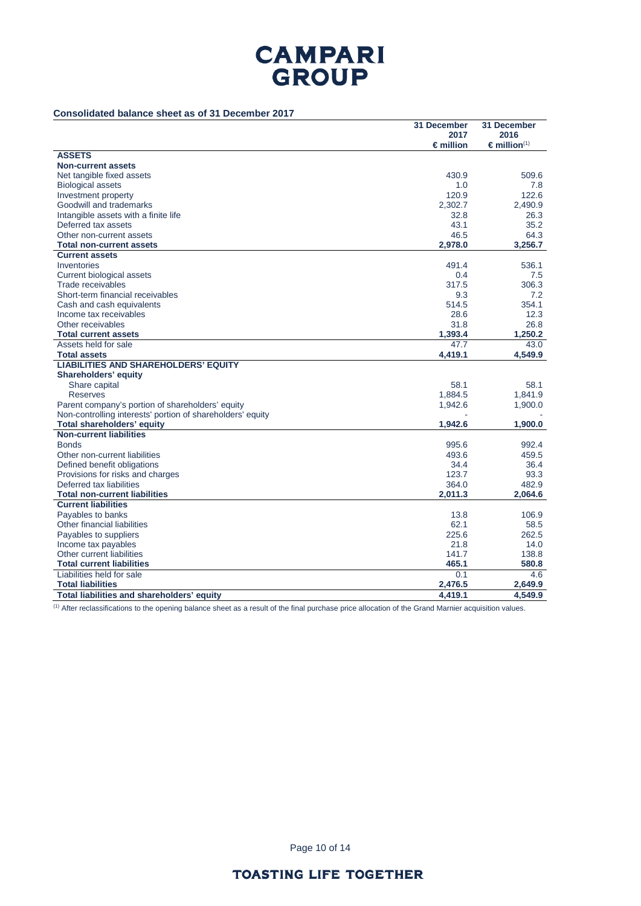**Consolidated balance sheet as of 31 December 2017**

| | 31 December 2017 € million | 31 December 2016 € million(1) |
|---|---|---|
| **ASSETS** | | |
| **Non-current assets** | | |
| Net tangible fixed assets | 430.9 | 509.6 |
| Biological assets | 1.0 | 7.8 |
| Investment property | 120.9 | 122.6 |
| Goodwill and trademarks | 2,302.7 | 2,490.9 |
| Intangible assets with a finite life | 32.8 | 26.3 |
| Deferred tax assets | 43.1 | 35.2 |
| Other non-current assets | 46.5 | 64.3 |
| **Total non-current assets** | **2,978.0** | **3,256.7** |
| **Current assets** | | |
| Inventories | 491.4 | 536.1 |
| Current biological assets | 0.4 | 7.5 |
| Trade receivables | 317.5 | 306.3 |
| Short-term financial receivables | 9.3 | 7.2 |
| Cash and cash equivalents | 514.5 | 354.1 |
| Income tax receivables | 28.6 | 12.3 |
| Other receivables | 31.8 | 26.8 |
| **Total current assets** | **1,393.4** | **1,250.2** |
| Assets held for sale | 47.7 | 43.0 |
| **Total assets** | **4,419.1** | **4,549.9** |
| **LIABILITIES AND SHAREHOLDERS' EQUITY** | | |
| **Shareholders' equity** | | |
| Share capital | 58.1 | 58.1 |
| Reserves | 1,884.5 | 1,841.9 |
| Parent company's portion of shareholders' equity | 1,942.6 | 1,900.0 |
| Non-controlling interests' portion of shareholders' equity | - | - |
| **Total shareholders' equity** | **1,942.6** | **1,900.0** |
| **Non-current liabilities** | | |
| Bonds | 995.6 | 992.4 |
| Other non-current liabilities | 493.6 | 459.5 |
| Defined benefit obligations | 34.4 | 36.4 |
| Provisions for risks and charges | 123.7 | 93.3 |
| Deferred tax liabilities | 364.0 | 482.9 |
| **Total non-current liabilities** | **2,011.3** | **2,064.6** |
| **Current liabilities** | | |
| Payables to banks | 13.8 | 106.9 |
| Other financial liabilities | 62.1 | 58.5 |
| Payables to suppliers | 225.6 | 262.5 |
| Income tax payables | 21.8 | 14.0 |
| Other current liabilities | 141.7 | 138.8 |
| **Total current liabilities** | **465.1** | **580.8** |
| Liabilities held for sale | 0.1 | 4.6 |
| **Total liabilities** | **2,476.5** | **2,649.9** |
| **Total liabilities and shareholders' equity** | **4,419.1** | **4,549.9** |

(1) After reclassifications to the opening balance sheet as a result of the final purchase price allocation of the Grand Marnier acquisition values.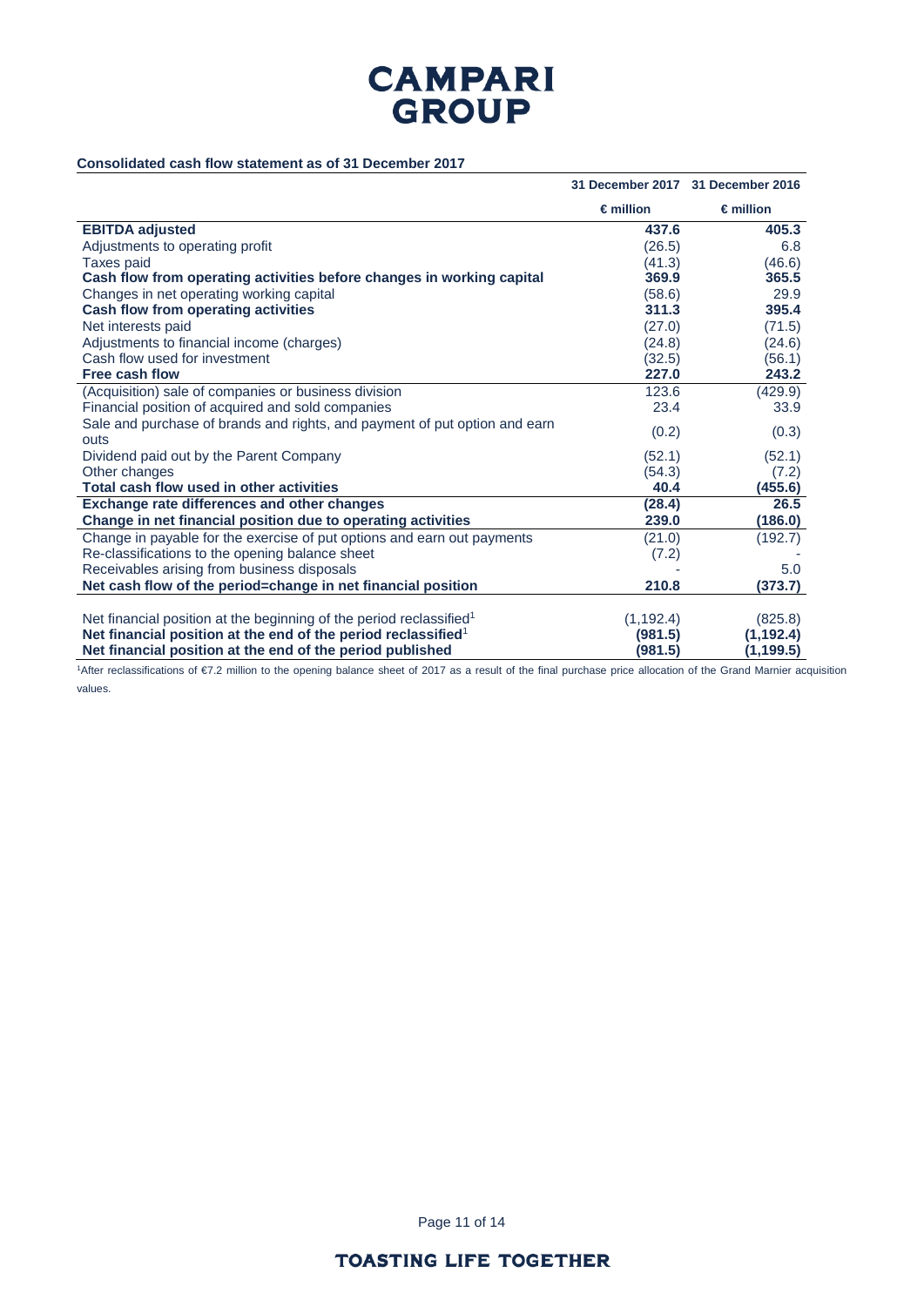**Consolidated cash flow statement as of 31 December 2017**

| | 31 December 2017 | 31 December 2016 |
|---|---|---|
| | € million | € million |
| **EBITDA adjusted** | **437.6** | **405.3** |
| Adjustments to operating profit | (26.5) | 6.8 |
| Taxes paid | (41.3) | (46.6) |
| **Cash flow from operating activities before changes in working capital** | **369.9** | **365.5** |
| Changes in net operating working capital | (58.6) | 29.9 |
| **Cash flow from operating activities** | **311.3** | **395.4** |
| Net interests paid | (27.0) | (71.5) |
| Adjustments to financial income (charges) | (24.8) | (24.6) |
| Cash flow used for investment | (32.5) | (56.1) |
| **Free cash flow** | **227.0** | **243.2** |
| (Acquisition) sale of companies or business division | 123.6 | (429.9) |
| Financial position of acquired and sold companies | 23.4 | 33.9 |
| Sale and purchase of brands and rights, and payment of put option and earn outs | (0.2) | (0.3) |
| Dividend paid out by the Parent Company | (52.1) | (52.1) |
| Other changes | (54.3) | (7.2) |
| **Total cash flow used in other activities** | **40.4** | **(455.6)** |
| **Exchange rate differences and other changes** | **(28.4)** | **26.5** |
| **Change in net financial position due to operating activities** | **239.0** | **(186.0)** |
| Change in payable for the exercise of put options and earn out payments | (21.0) | (192.7) |
| Re-classifications to the opening balance sheet | (7.2) | - |
| Receivables arising from business disposals | - | 5.0 |
| **Net cash flow of the period=change in net financial position** | **210.8** | **(373.7)** |
| | | |
| Net financial position at the beginning of the period reclassified[1] | (1,192.4) | (825.8) |
| **Net financial position at the end of the period reclassified[1]** | **(981.5)** | **(1,192.4)** |
| **Net financial position at the end of the period published** | **(981.5)** | **(1,199.5)** |

[1]After reclassifications of €7.2 million to the opening balance sheet of 2017 as a result of the final purchase price allocation of the Grand Marnier acquisition values.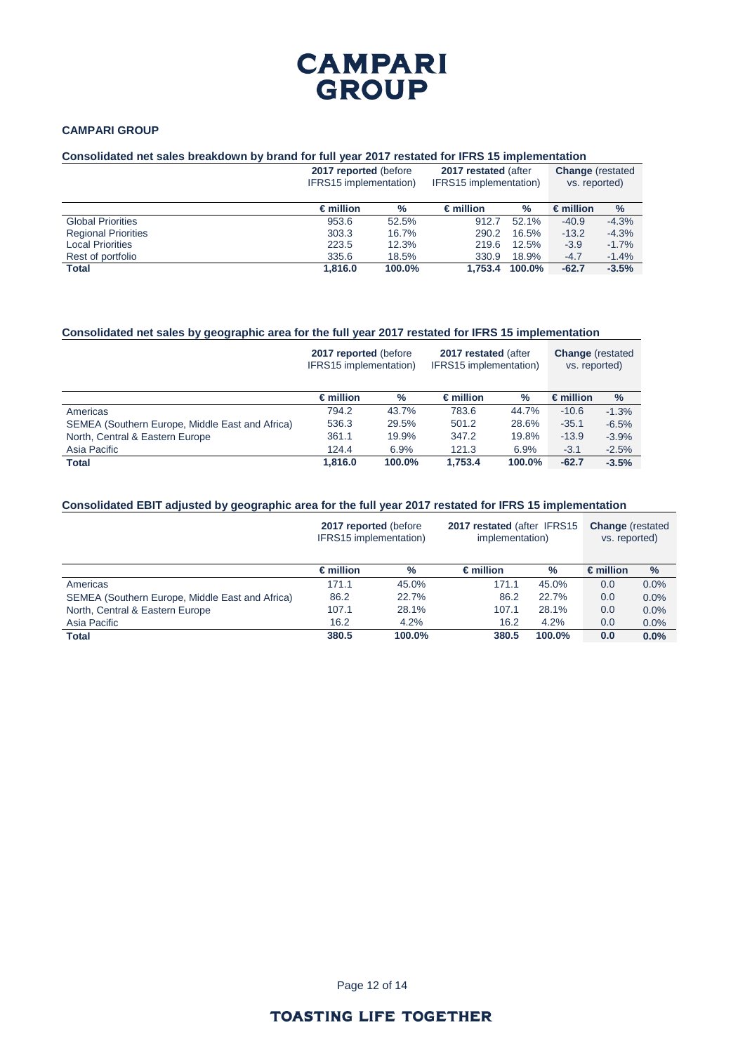**CAMPARI GROUP**

### Consolidated net sales breakdown by brand for full year 2017 restated for IFRS 15 implementation

| | **2017 reported** (before IFRS15 implementation) | | **2017 restated** (after IFRS15 implementation) | | **Change** (restated vs. reported) | |
|---|---|---|---|---|---|---|
| | **€ million** | **%** | **€ million** | **%** | **€ million** | **%** |
| Global Priorities | 953.6 | 52.5% | 912.7 | 52.1% | -40.9 | -4.3% |
| Regional Priorities | 303.3 | 16.7% | 290.2 | 16.5% | -13.2 | -4.3% |
| Local Priorities | 223.5 | 12.3% | 219.6 | 12.5% | -3.9 | -1.7% |
| Rest of portfolio | 335.6 | 18.5% | 330.9 | 18.9% | -4.7 | -1.4% |
| **Total** | **1,816.0** | **100.0%** | **1,753.4** | **100.0%** | **-62.7** | **-3.5%** |

### Consolidated net sales by geographic area for the full year 2017 restated for IFRS 15 implementation

| | **2017 reported** (before IFRS15 implementation) | | **2017 restated** (after IFRS15 implementation) | | **Change** (restated vs. reported) | |
|---|---|---|---|---|---|---|
| | **€ million** | **%** | **€ million** | **%** | **€ million** | **%** |
| Americas | 794.2 | 43.7% | 783.6 | 44.7% | -10.6 | -1.3% |
| SEMEA (Southern Europe, Middle East and Africa) | 536.3 | 29.5% | 501.2 | 28.6% | -35.1 | -6.5% |
| North, Central & Eastern Europe | 361.1 | 19.9% | 347.2 | 19.8% | -13.9 | -3.9% |
| Asia Pacific | 124.4 | 6.9% | 121.3 | 6.9% | -3.1 | -2.5% |
| **Total** | **1,816.0** | **100.0%** | **1,753.4** | **100.0%** | **-62.7** | **-3.5%** |

### Consolidated EBIT adjusted by geographic area for the full year 2017 restated for IFRS 15 implementation

| | **2017 reported** (before IFRS15 implementation) | | **2017 restated** (after IFRS15 implementation) | | **Change** (restated vs. reported) | |
|---|---|---|---|---|---|---|
| | **€ million** | **%** | **€ million** | **%** | **€ million** | **%** |
| Americas | 171.1 | 45.0% | 171.1 | 45.0% | 0.0 | 0.0% |
| SEMEA (Southern Europe, Middle East and Africa) | 86.2 | 22.7% | 86.2 | 22.7% | 0.0 | 0.0% |
| North, Central & Eastern Europe | 107.1 | 28.1% | 107.1 | 28.1% | 0.0 | 0.0% |
| Asia Pacific | 16.2 | 4.2% | 16.2 | 4.2% | 0.0 | 0.0% |
| **Total** | **380.5** | **100.0%** | **380.5** | **100.0%** | **0.0** | **0.0%** |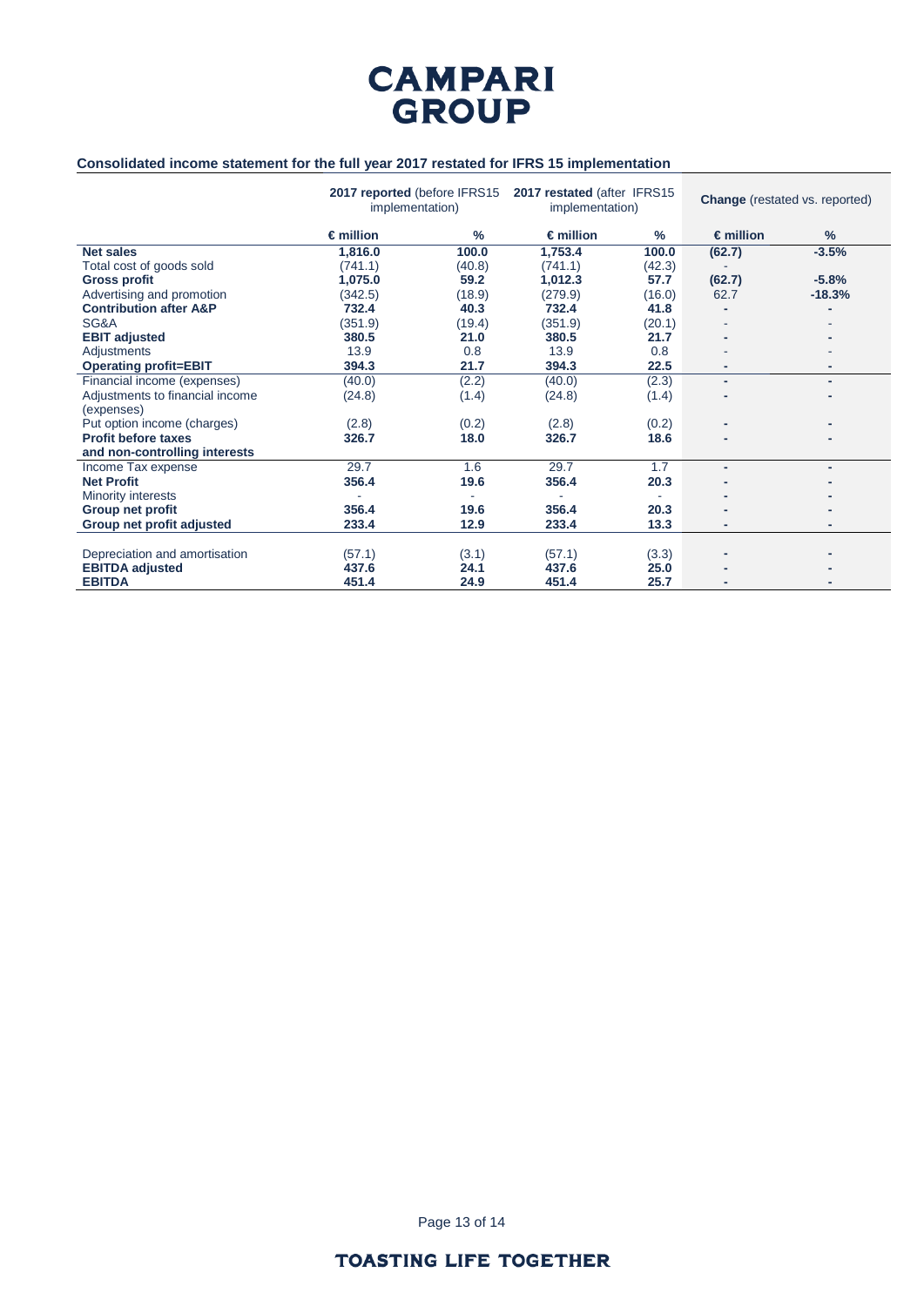CAMPARI GROUP

### Consolidated income statement for the full year 2017 restated for IFRS 15 implementation

| | **2017 reported** (before IFRS15 implementation) | | **2017 restated** (after IFRS15 implementation) | | **Change** (restated vs. reported) | |
|---|---|---|---|---|---|---|
| | **€ million** | **%** | **€ million** | **%** | **€ million** | **%** |
| **Net sales** | **1,816.0** | **100.0** | **1,753.4** | **100.0** | **(62.7)** | **-3.5%** |
| Total cost of goods sold | (741.1) | (40.8) | (741.1) | (42.3) | - | |
| **Gross profit** | **1,075.0** | **59.2** | **1,012.3** | **57.7** | **(62.7)** | **-5.8%** |
| Advertising and promotion | (342.5) | (18.9) | (279.9) | (16.0) | 62.7 | **-18.3%** |
| **Contribution after A&P** | **732.4** | **40.3** | **732.4** | **41.8** | **-** | **-** |
| SG&A | (351.9) | (19.4) | (351.9) | (20.1) | - | - |
| **EBIT adjusted** | **380.5** | **21.0** | **380.5** | **21.7** | **-** | **-** |
| Adjustments | 13.9 | 0.8 | 13.9 | 0.8 | - | - |
| **Operating profit=EBIT** | **394.3** | **21.7** | **394.3** | **22.5** | **-** | **-** |
| Financial income (expenses) | (40.0) | (2.2) | (40.0) | (2.3) | - | - |
| Adjustments to financial income (expenses) | (24.8) | (1.4) | (24.8) | (1.4) | - | - |
| Put option income (charges) | (2.8) | (0.2) | (2.8) | (0.2) | - | - |
| **Profit before taxes and non-controlling interests** | **326.7** | **18.0** | **326.7** | **18.6** | **-** | **-** |
| Income Tax expense | 29.7 | 1.6 | 29.7 | 1.7 | - | - |
| **Net Profit** | **356.4** | **19.6** | **356.4** | **20.3** | **-** | **-** |
| Minority interests | - | - | - | - | - | - |
| **Group net profit** | **356.4** | **19.6** | **356.4** | **20.3** | **-** | **-** |
| **Group net profit adjusted** | **233.4** | **12.9** | **233.4** | **13.3** | **-** | **-** |
| | | | | | | |
| Depreciation and amortisation | (57.1) | (3.1) | (57.1) | (3.3) | - | - |
| **EBITDA adjusted** | **437.6** | **24.1** | **437.6** | **25.0** | **-** | **-** |
| **EBITDA** | **451.4** | **24.9** | **451.4** | **25.7** | **-** | **-** |

TOASTING LIFE TOGETHER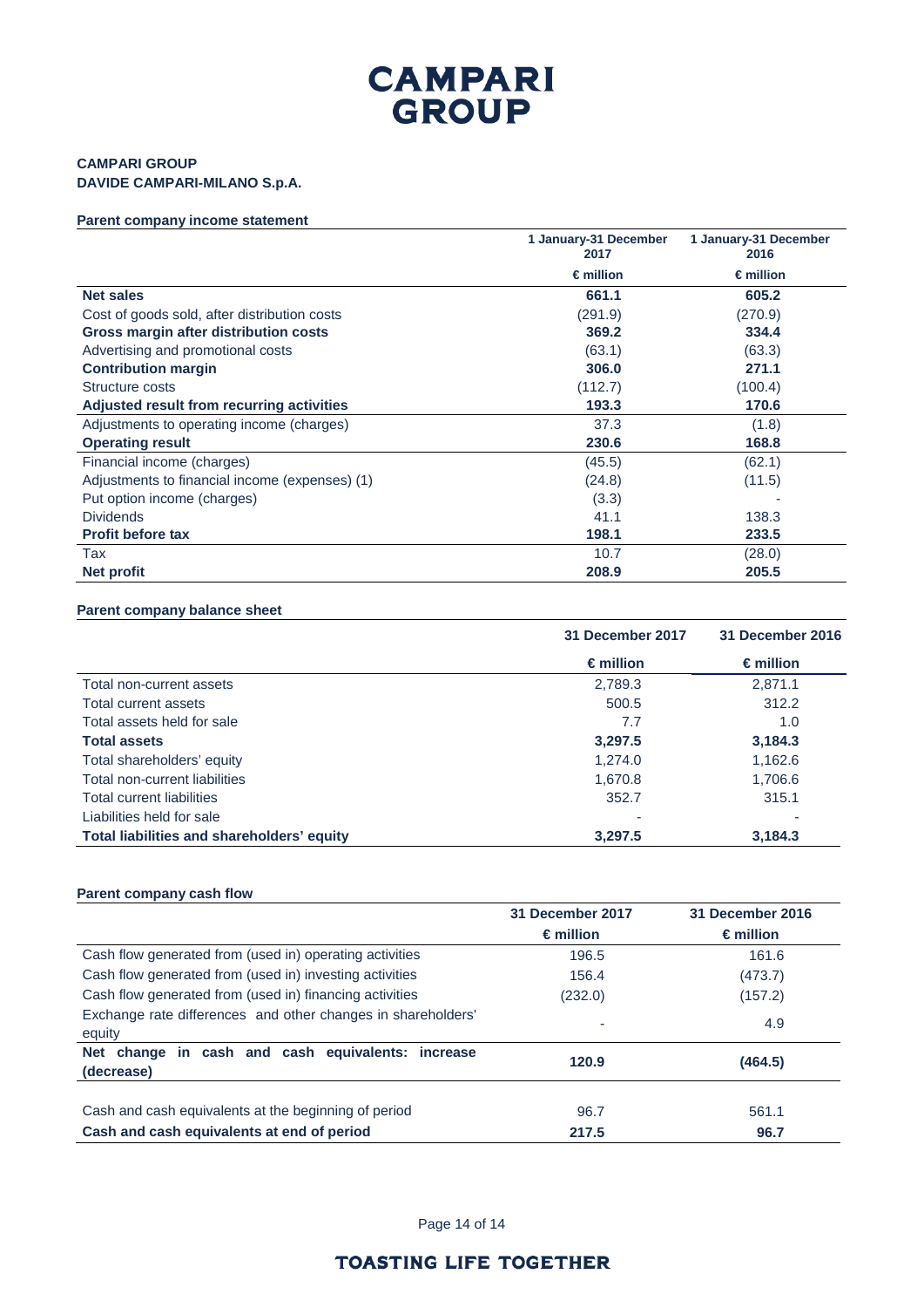**CAMPARI GROUP**
**DAVIDE CAMPARI-MILANO S.p.A.**

**Parent company income statement**

| | 1 January-31 December 2017 | 1 January-31 December 2016 |
|---|---|---|
| | € million | € million |
| **Net sales** | **661.1** | **605.2** |
| Cost of goods sold, after distribution costs | (291.9) | (270.9) |
| **Gross margin after distribution costs** | **369.2** | **334.4** |
| Advertising and promotional costs | (63.1) | (63.3) |
| **Contribution margin** | **306.0** | **271.1** |
| Structure costs | (112.7) | (100.4) |
| **Adjusted result from recurring activities** | **193.3** | **170.6** |
| Adjustments to operating income (charges) | 37.3 | (1.8) |
| **Operating result** | **230.6** | **168.8** |
| Financial income (charges) | (45.5) | (62.1) |
| Adjustments to financial income (expenses) (1) | (24.8) | (11.5) |
| Put option income (charges) | (3.3) | - |
| Dividends | 41.1 | 138.3 |
| **Profit before tax** | **198.1** | **233.5** |
| Tax | 10.7 | (28.0) |
| **Net profit** | **208.9** | **205.5** |

**Parent company balance sheet**

| | 31 December 2017 | 31 December 2016 |
|---|---|---|
| | € million | € million |
| Total non-current assets | 2,789.3 | 2,871.1 |
| Total current assets | 500.5 | 312.2 |
| Total assets held for sale | 7.7 | 1.0 |
| **Total assets** | **3,297.5** | **3,184.3** |
| Total shareholders' equity | 1,274.0 | 1,162.6 |
| Total non-current liabilities | 1,670.8 | 1,706.6 |
| Total current liabilities | 352.7 | 315.1 |
| Liabilities held for sale | - | - |
| **Total liabilities and shareholders' equity** | **3,297.5** | **3,184.3** |

**Parent company cash flow**

| | 31 December 2017 | 31 December 2016 |
|---|---|---|
| | € million | € million |
| Cash flow generated from (used in) operating activities | 196.5 | 161.6 |
| Cash flow generated from (used in) investing activities | 156.4 | (473.7) |
| Cash flow generated from (used in) financing activities | (232.0) | (157.2) |
| Exchange rate differences and other changes in shareholders' equity | - | 4.9 |
| **Net change in cash and cash equivalents: increase (decrease)** | **120.9** | **(464.5)** |
| Cash and cash equivalents at the beginning of period | 96.7 | 561.1 |
| **Cash and cash equivalents at end of period** | **217.5** | **96.7** |

**TOASTING LIFE TOGETHER**